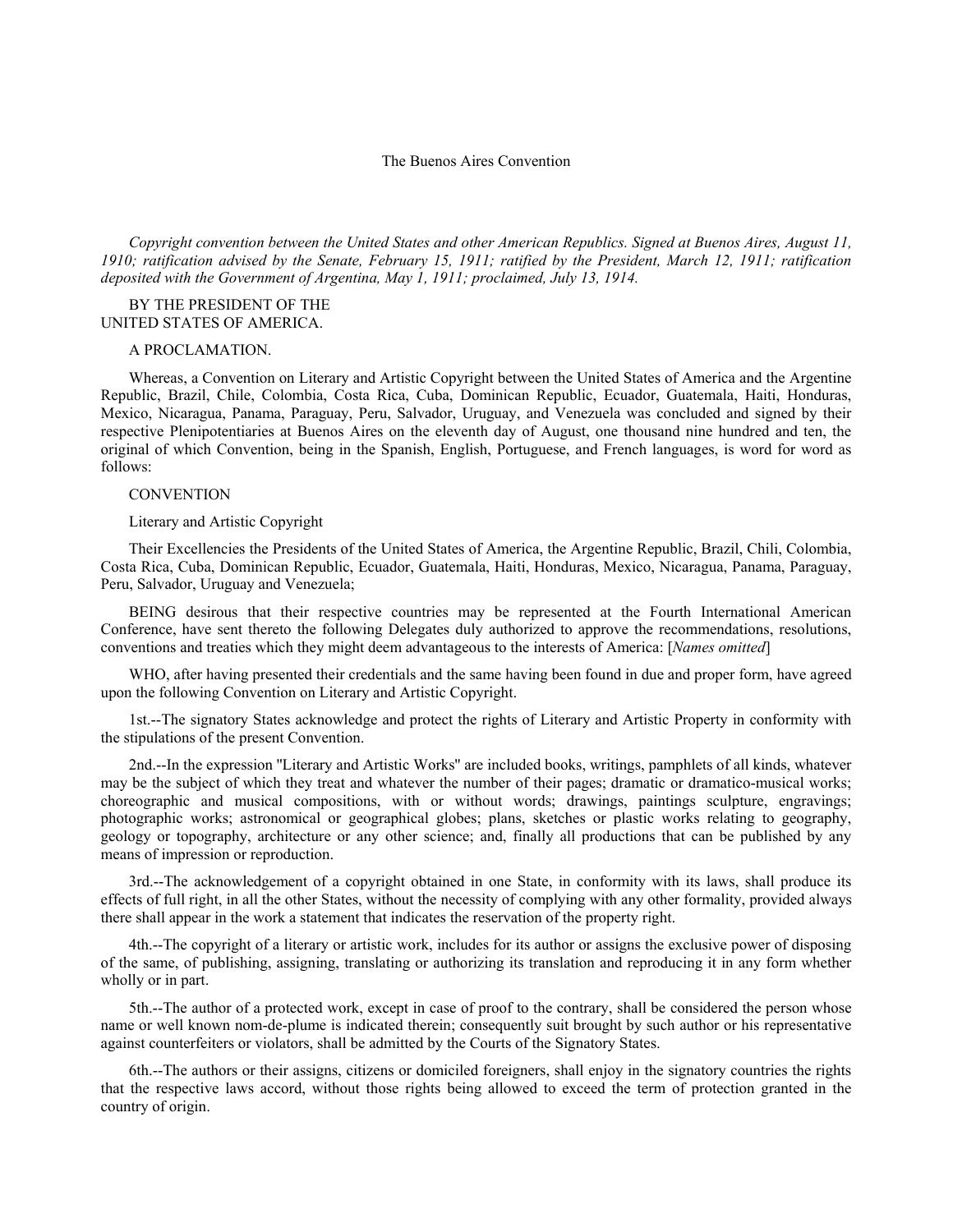# The Buenos Aires Convention

*Copyright convention between the United States and other American Republics. Signed at Buenos Aires, August 11, 1910; ratification advised by the Senate, February 15, 1911; ratified by the President, March 12, 1911; ratification deposited with the Government of Argentina, May 1, 1911; proclaimed, July 13, 1914.*

BY THE PRESIDENT OF THE
UNITED STATES OF AMERICA.

A PROCLAMATION.

Whereas, a Convention on Literary and Artistic Copyright between the United States of America and the Argentine Republic, Brazil, Chile, Colombia, Costa Rica, Cuba, Dominican Republic, Ecuador, Guatemala, Haiti, Honduras, Mexico, Nicaragua, Panama, Paraguay, Peru, Salvador, Uruguay, and Venezuela was concluded and signed by their respective Plenipotentiaries at Buenos Aires on the eleventh day of August, one thousand nine hundred and ten, the original of which Convention, being in the Spanish, English, Portuguese, and French languages, is word for word as follows:

CONVENTION

Literary and Artistic Copyright

Their Excellencies the Presidents of the United States of America, the Argentine Republic, Brazil, Chili, Colombia, Costa Rica, Cuba, Dominican Republic, Ecuador, Guatemala, Haiti, Honduras, Mexico, Nicaragua, Panama, Paraguay, Peru, Salvador, Uruguay and Venezuela;

BEING desirous that their respective countries may be represented at the Fourth International American Conference, have sent thereto the following Delegates duly authorized to approve the recommendations, resolutions, conventions and treaties which they might deem advantageous to the interests of America: [*Names omitted*]

WHO, after having presented their credentials and the same having been found in due and proper form, have agreed upon the following Convention on Literary and Artistic Copyright.

1st.--The signatory States acknowledge and protect the rights of Literary and Artistic Property in conformity with the stipulations of the present Convention.

2nd.--In the expression "Literary and Artistic Works" are included books, writings, pamphlets of all kinds, whatever may be the subject of which they treat and whatever the number of their pages; dramatic or dramatico-musical works; choreographic and musical compositions, with or without words; drawings, paintings sculpture, engravings; photographic works; astronomical or geographical globes; plans, sketches or plastic works relating to geography, geology or topography, architecture or any other science; and, finally all productions that can be published by any means of impression or reproduction.

3rd.--The acknowledgement of a copyright obtained in one State, in conformity with its laws, shall produce its effects of full right, in all the other States, without the necessity of complying with any other formality, provided always there shall appear in the work a statement that indicates the reservation of the property right.

4th.--The copyright of a literary or artistic work, includes for its author or assigns the exclusive power of disposing of the same, of publishing, assigning, translating or authorizing its translation and reproducing it in any form whether wholly or in part.

5th.--The author of a protected work, except in case of proof to the contrary, shall be considered the person whose name or well known nom-de-plume is indicated therein; consequently suit brought by such author or his representative against counterfeiters or violators, shall be admitted by the Courts of the Signatory States.

6th.--The authors or their assigns, citizens or domiciled foreigners, shall enjoy in the signatory countries the rights that the respective laws accord, without those rights being allowed to exceed the term of protection granted in the country of origin.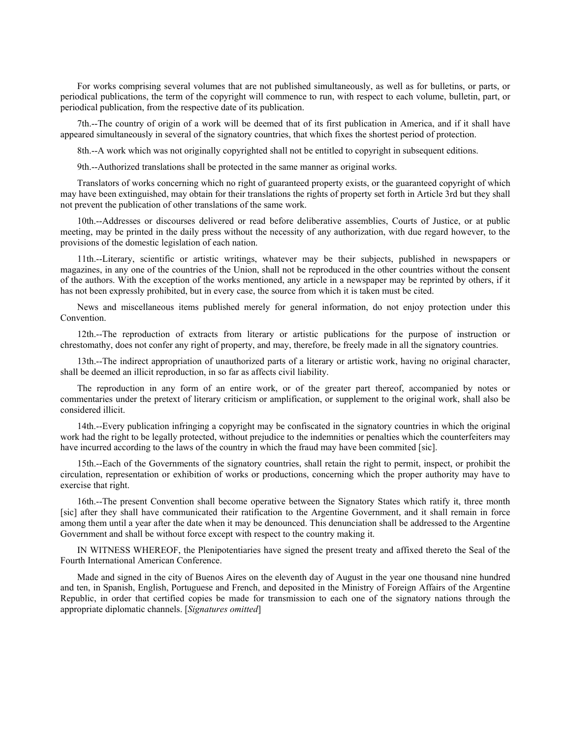For works comprising several volumes that are not published simultaneously, as well as for bulletins, or parts, or periodical publications, the term of the copyright will commence to run, with respect to each volume, bulletin, part, or periodical publication, from the respective date of its publication.

7th.--The country of origin of a work will be deemed that of its first publication in America, and if it shall have appeared simultaneously in several of the signatory countries, that which fixes the shortest period of protection.

8th.--A work which was not originally copyrighted shall not be entitled to copyright in subsequent editions.

9th.--Authorized translations shall be protected in the same manner as original works.

Translators of works concerning which no right of guaranteed property exists, or the guaranteed copyright of which may have been extinguished, may obtain for their translations the rights of property set forth in Article 3rd but they shall not prevent the publication of other translations of the same work.

10th.--Addresses or discourses delivered or read before deliberative assemblies, Courts of Justice, or at public meeting, may be printed in the daily press without the necessity of any authorization, with due regard however, to the provisions of the domestic legislation of each nation.

11th.--Literary, scientific or artistic writings, whatever may be their subjects, published in newspapers or magazines, in any one of the countries of the Union, shall not be reproduced in the other countries without the consent of the authors. With the exception of the works mentioned, any article in a newspaper may be reprinted by others, if it has not been expressly prohibited, but in every case, the source from which it is taken must be cited.

News and miscellaneous items published merely for general information, do not enjoy protection under this Convention.

12th.--The reproduction of extracts from literary or artistic publications for the purpose of instruction or chrestomathy, does not confer any right of property, and may, therefore, be freely made in all the signatory countries.

13th.--The indirect appropriation of unauthorized parts of a literary or artistic work, having no original character, shall be deemed an illicit reproduction, in so far as affects civil liability.

The reproduction in any form of an entire work, or of the greater part thereof, accompanied by notes or commentaries under the pretext of literary criticism or amplification, or supplement to the original work, shall also be considered illicit.

14th.--Every publication infringing a copyright may be confiscated in the signatory countries in which the original work had the right to be legally protected, without prejudice to the indemnities or penalties which the counterfeiters may have incurred according to the laws of the country in which the fraud may have been commited [sic].

15th.--Each of the Governments of the signatory countries, shall retain the right to permit, inspect, or prohibit the circulation, representation or exhibition of works or productions, concerning which the proper authority may have to exercise that right.

16th.--The present Convention shall become operative between the Signatory States which ratify it, three month [sic] after they shall have communicated their ratification to the Argentine Government, and it shall remain in force among them until a year after the date when it may be denounced. This denunciation shall be addressed to the Argentine Government and shall be without force except with respect to the country making it.

IN WITNESS WHEREOF, the Plenipotentiaries have signed the present treaty and affixed thereto the Seal of the Fourth International American Conference.

Made and signed in the city of Buenos Aires on the eleventh day of August in the year one thousand nine hundred and ten, in Spanish, English, Portuguese and French, and deposited in the Ministry of Foreign Affairs of the Argentine Republic, in order that certified copies be made for transmission to each one of the signatory nations through the appropriate diplomatic channels. [*Signatures omitted*]